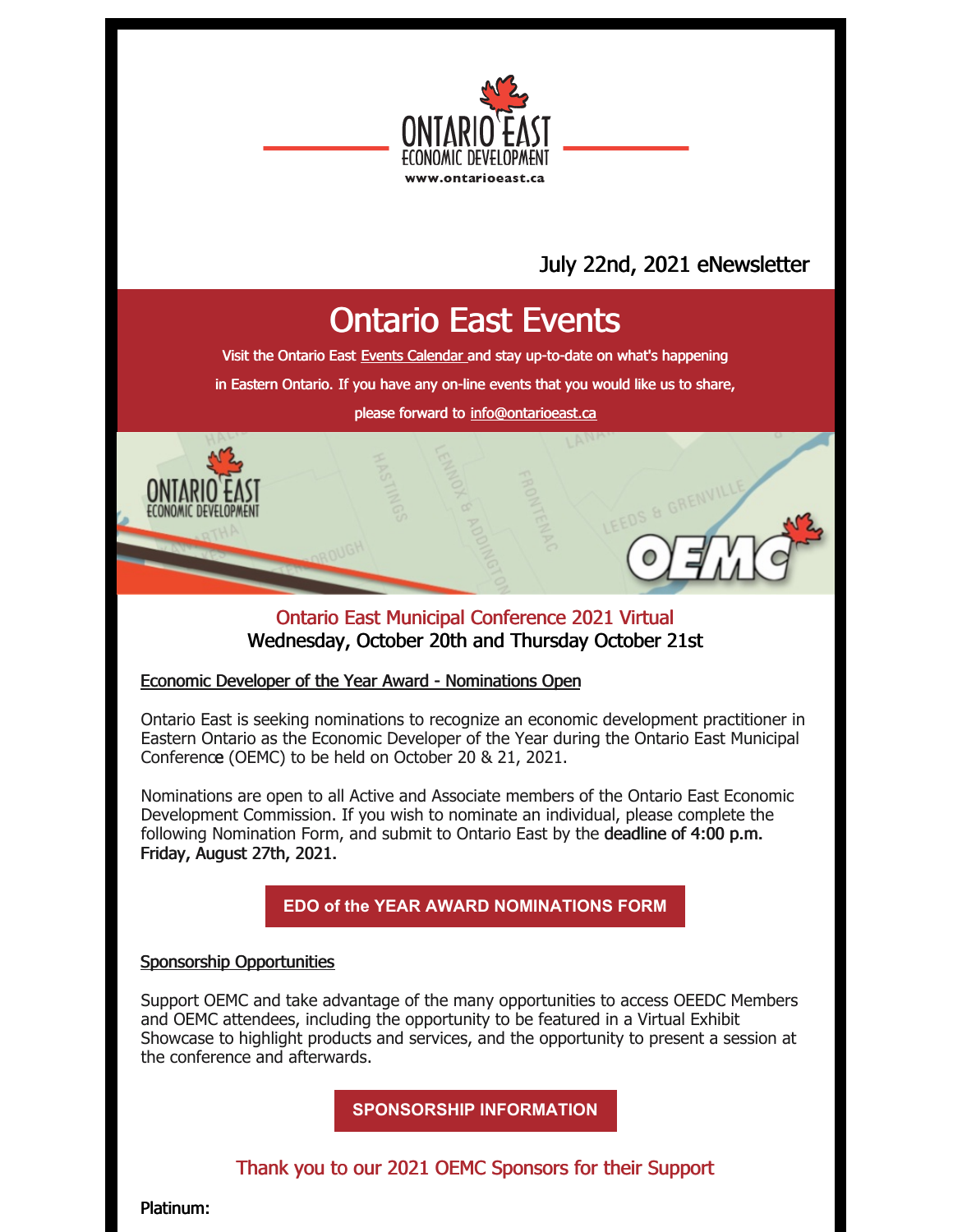July 22nd, 2021 eNewsletter

# Ontario East Events

Visit the Ontario East Events Calendar and stay up-to-date on what's happening in Eastern Ontario. If you have any on-line events that you would like us to share, please forward to info@ontarioeast.ca

## Ontario East Municipal Conference 2021 Virtual
**Wednesday, October 20th and Thursday October 21st**

Economic Developer of the Year Award - Nominations Open

Ontario East is seeking nominations to recognize an economic development practitioner in Eastern Ontario as the Economic Developer of the Year during the Ontario East Municipal Conference (OEMC) to be held on October 20 & 21, 2021.

Nominations are open to all Active and Associate members of the Ontario East Economic Development Commission. If you wish to nominate an individual, please complete the following Nomination Form, and submit to Ontario East by the **deadline of 4:00 p.m. Friday, August 27th, 2021.**

**EDO of the YEAR AWARD NOMINATIONS FORM**

Sponsorship Opportunities

Support OEMC and take advantage of the many opportunities to access OEEDC Members and OEMC attendees, including the opportunity to be featured in a Virtual Exhibit Showcase to highlight products and services, and the opportunity to present a session at the conference and afterwards.

**SPONSORSHIP INFORMATION**

## Thank you to our 2021 OEMC Sponsors for their Support

**Platinum:**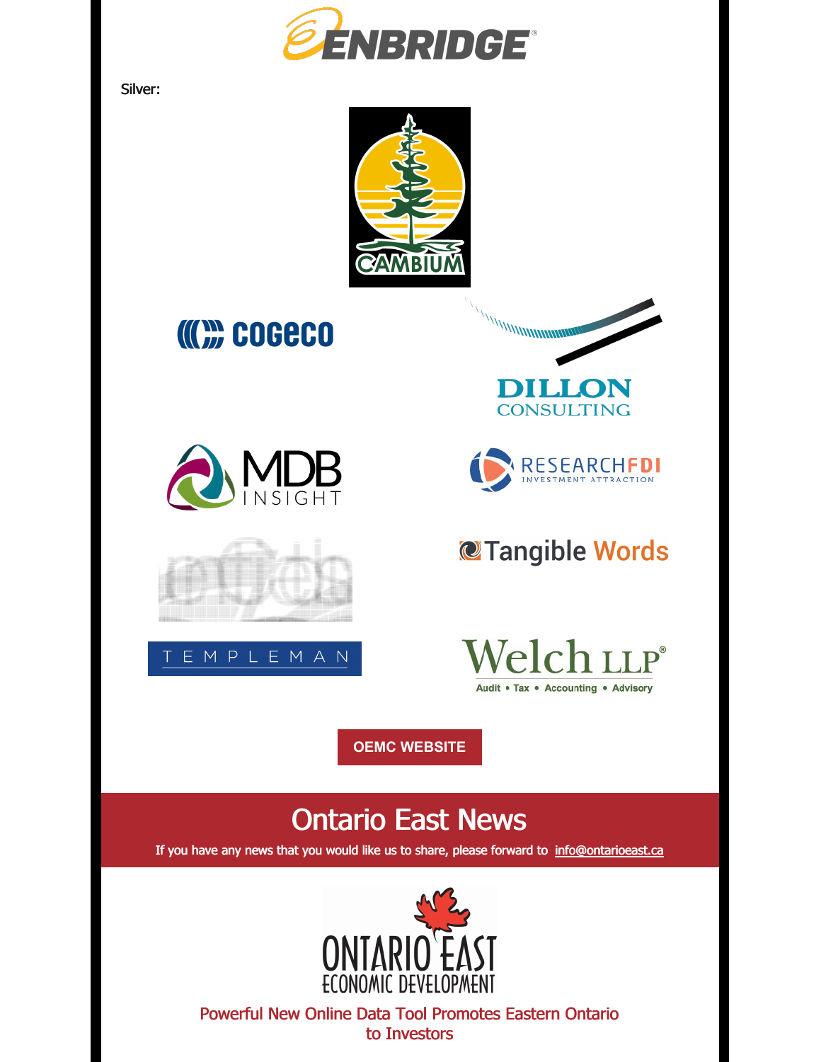Silver:

OEMC WEBSITE

# Ontario East News

If you have any news that you would like us to share, please forward to info@ontarioeast.ca

## Powerful New Online Data Tool Promotes Eastern Ontario to Investors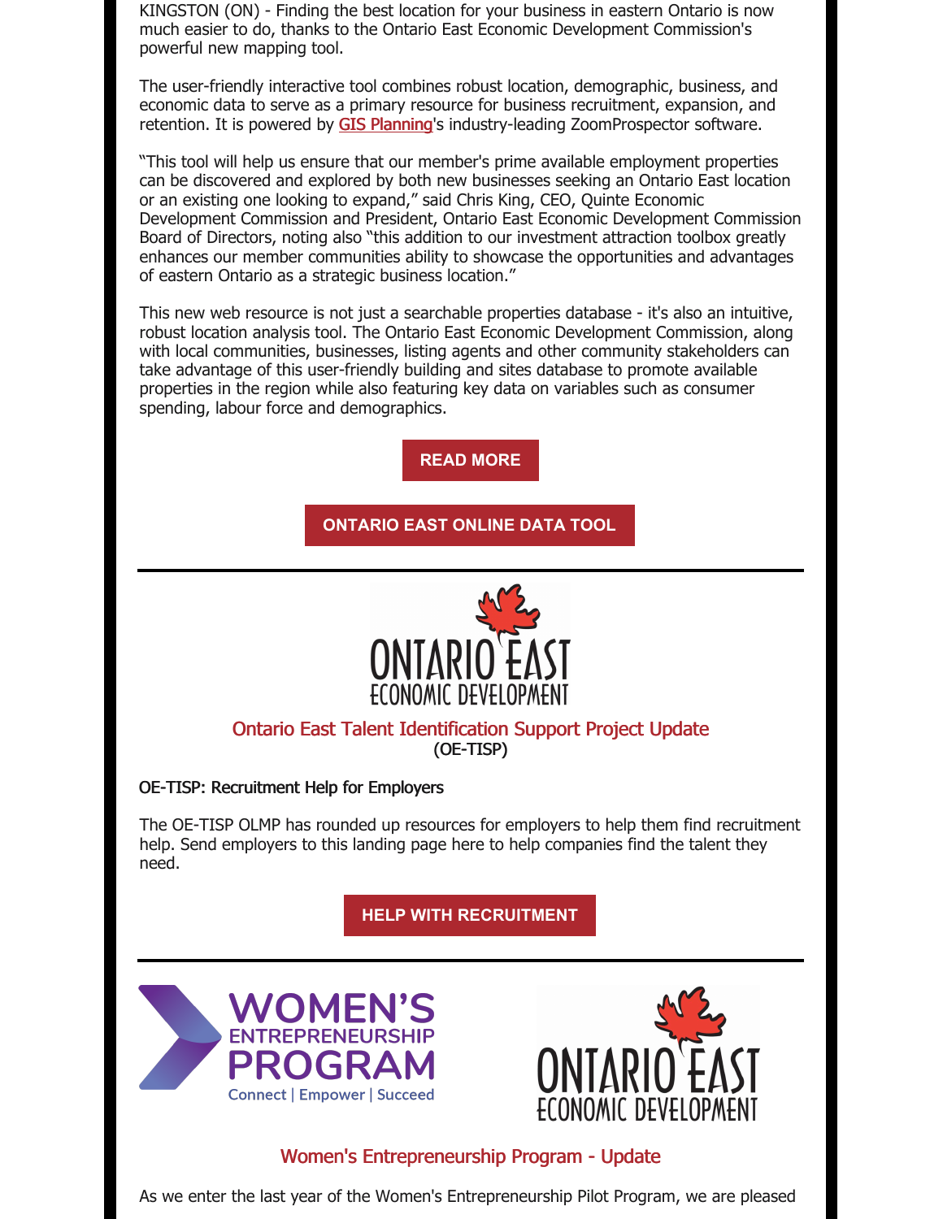KINGSTON (ON) - Finding the best location for your business in eastern Ontario is now much easier to do, thanks to the Ontario East Economic Development Commission's powerful new mapping tool.

The user-friendly interactive tool combines robust location, demographic, business, and economic data to serve as a primary resource for business recruitment, expansion, and retention. It is powered by GIS Planning's industry-leading ZoomProspector software.

"This tool will help us ensure that our member's prime available employment properties can be discovered and explored by both new businesses seeking an Ontario East location or an existing one looking to expand," said Chris King, CEO, Quinte Economic Development Commission and President, Ontario East Economic Development Commission Board of Directors, noting also "this addition to our investment attraction toolbox greatly enhances our member communities ability to showcase the opportunities and advantages of eastern Ontario as a strategic business location."

This new web resource is not just a searchable properties database - it's also an intuitive, robust location analysis tool. The Ontario East Economic Development Commission, along with local communities, businesses, listing agents and other community stakeholders can take advantage of this user-friendly building and sites database to promote available properties in the region while also featuring key data on variables such as consumer spending, labour force and demographics.

**READ MORE**

**ONTARIO EAST ONLINE DATA TOOL**

---

ONTARIO EAST ECONOMIC DEVELOPMENT

## Ontario East Talent Identification Support Project Update
(OE-TISP)

OE-TISP: Recruitment Help for Employers

The OE-TISP OLMP has rounded up resources for employers to help them find recruitment help. Send employers to this landing page here to help companies find the talent they need.

**HELP WITH RECRUITMENT**

---

WOMEN'S ENTREPRENEURSHIP PROGRAM
Connect | Empower | Succeed

ONTARIO EAST ECONOMIC DEVELOPMENT

## Women's Entrepreneurship Program - Update

As we enter the last year of the Women's Entrepreneurship Pilot Program, we are pleased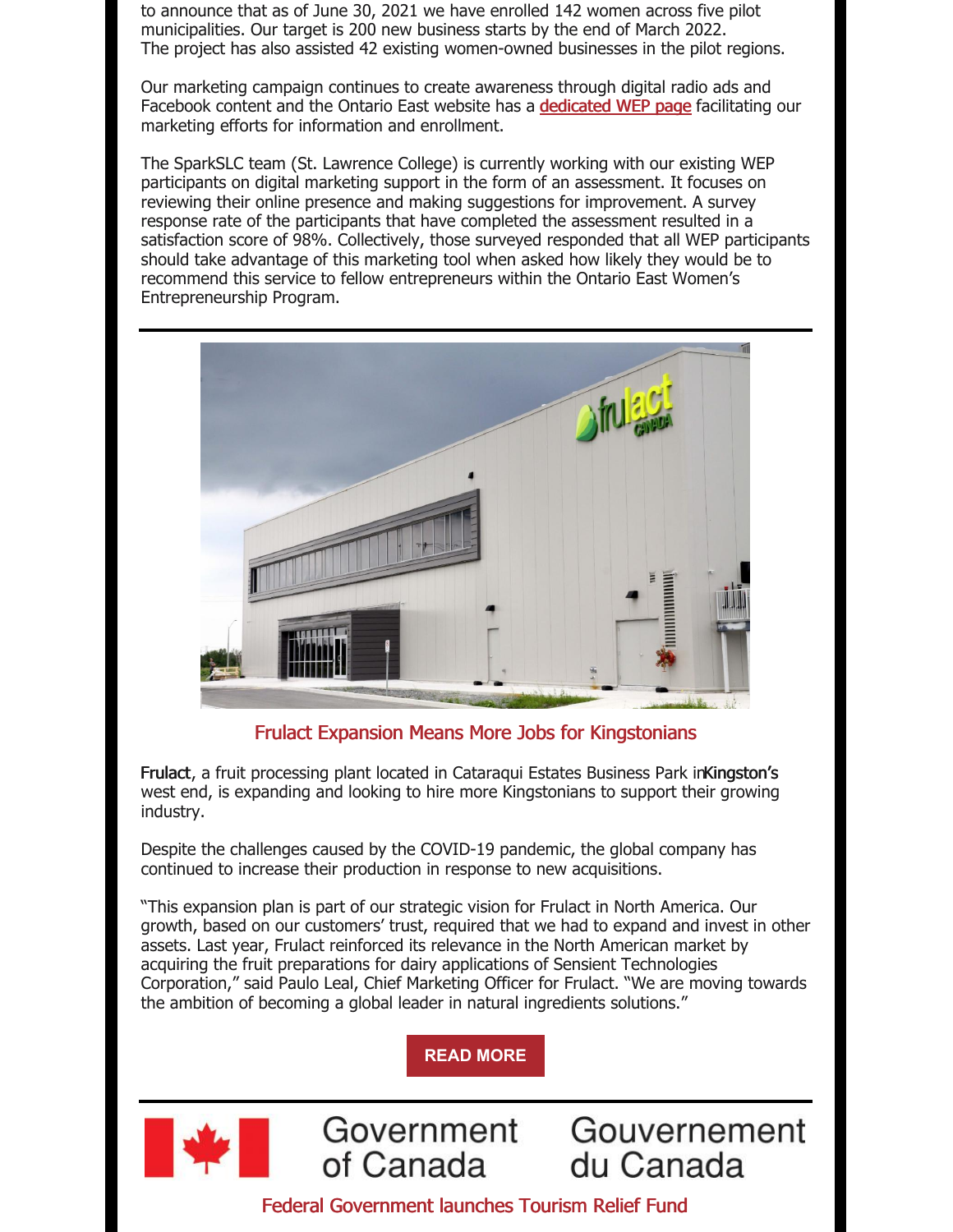to announce that as of June 30, 2021 we have enrolled 142 women across five pilot municipalities. Our target is 200 new business starts by the end of March 2022. The project has also assisted 42 existing women-owned businesses in the pilot regions.

Our marketing campaign continues to create awareness through digital radio ads and Facebook content and the Ontario East website has a dedicated WEP page facilitating our marketing efforts for information and enrollment.

The SparkSLC team (St. Lawrence College) is currently working with our existing WEP participants on digital marketing support in the form of an assessment. It focuses on reviewing their online presence and making suggestions for improvement. A survey response rate of the participants that have completed the assessment resulted in a satisfaction score of 98%. Collectively, those surveyed responded that all WEP participants should take advantage of this marketing tool when asked how likely they would be to recommend this service to fellow entrepreneurs within the Ontario East Women's Entrepreneurship Program.

---

## Frulact Expansion Means More Jobs for Kingstonians

Frulact, a fruit processing plant located in Cataraqui Estates Business Park in Kingston's west end, is expanding and looking to hire more Kingstonians to support their growing industry.

Despite the challenges caused by the COVID-19 pandemic, the global company has continued to increase their production in response to new acquisitions.

"This expansion plan is part of our strategic vision for Frulact in North America. Our growth, based on our customers' trust, required that we had to expand and invest in other assets. Last year, Frulact reinforced its relevance in the North American market by acquiring the fruit preparations for dairy applications of Sensient Technologies Corporation," said Paulo Leal, Chief Marketing Officer for Frulact. "We are moving towards the ambition of becoming a global leader in natural ingredients solutions."

**READ MORE**

---

Government of Canada Gouvernement du Canada

## Federal Government launches Tourism Relief Fund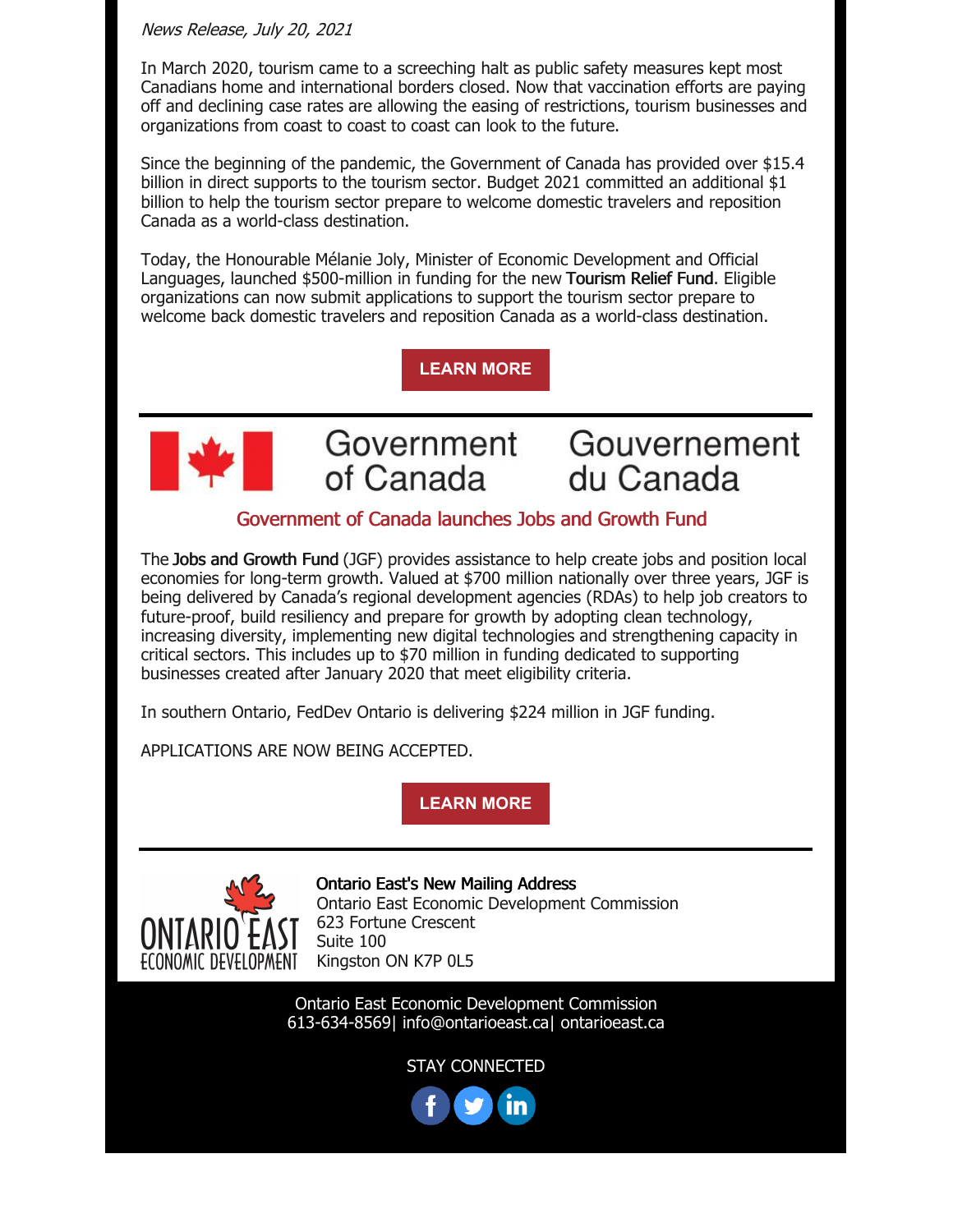*News Release, July 20, 2021*

In March 2020, tourism came to a screeching halt as public safety measures kept most Canadians home and international borders closed. Now that vaccination efforts are paying off and declining case rates are allowing the easing of restrictions, tourism businesses and organizations from coast to coast to coast can look to the future.

Since the beginning of the pandemic, the Government of Canada has provided over $15.4 billion in direct supports to the tourism sector. Budget 2021 committed an additional $1 billion to help the tourism sector prepare to welcome domestic travelers and reposition Canada as a world-class destination.

Today, the Honourable Mélanie Joly, Minister of Economic Development and Official Languages, launched $500-million in funding for the new Tourism Relief Fund. Eligible organizations can now submit applications to support the tourism sector prepare to welcome back domestic travelers and reposition Canada as a world-class destination.

**LEARN MORE**

---

Government of Canada | Gouvernement du Canada

## Government of Canada launches Jobs and Growth Fund

The Jobs and Growth Fund (JGF) provides assistance to help create jobs and position local economies for long-term growth. Valued at $700 million nationally over three years, JGF is being delivered by Canada's regional development agencies (RDAs) to help job creators to future-proof, build resiliency and prepare for growth by adopting clean technology, increasing diversity, implementing new digital technologies and strengthening capacity in critical sectors. This includes up to $70 million in funding dedicated to supporting businesses created after January 2020 that meet eligibility criteria.

In southern Ontario, FedDev Ontario is delivering $224 million in JGF funding.

APPLICATIONS ARE NOW BEING ACCEPTED.

**LEARN MORE**

---

ONTARIO EAST ECONOMIC DEVELOPMENT

**Ontario East's New Mailing Address**
Ontario East Economic Development Commission
623 Fortune Crescent
Suite 100
Kingston ON K7P 0L5

Ontario East Economic Development Commission
613-634-8569| info@ontarioeast.ca| ontarioeast.ca

STAY CONNECTED